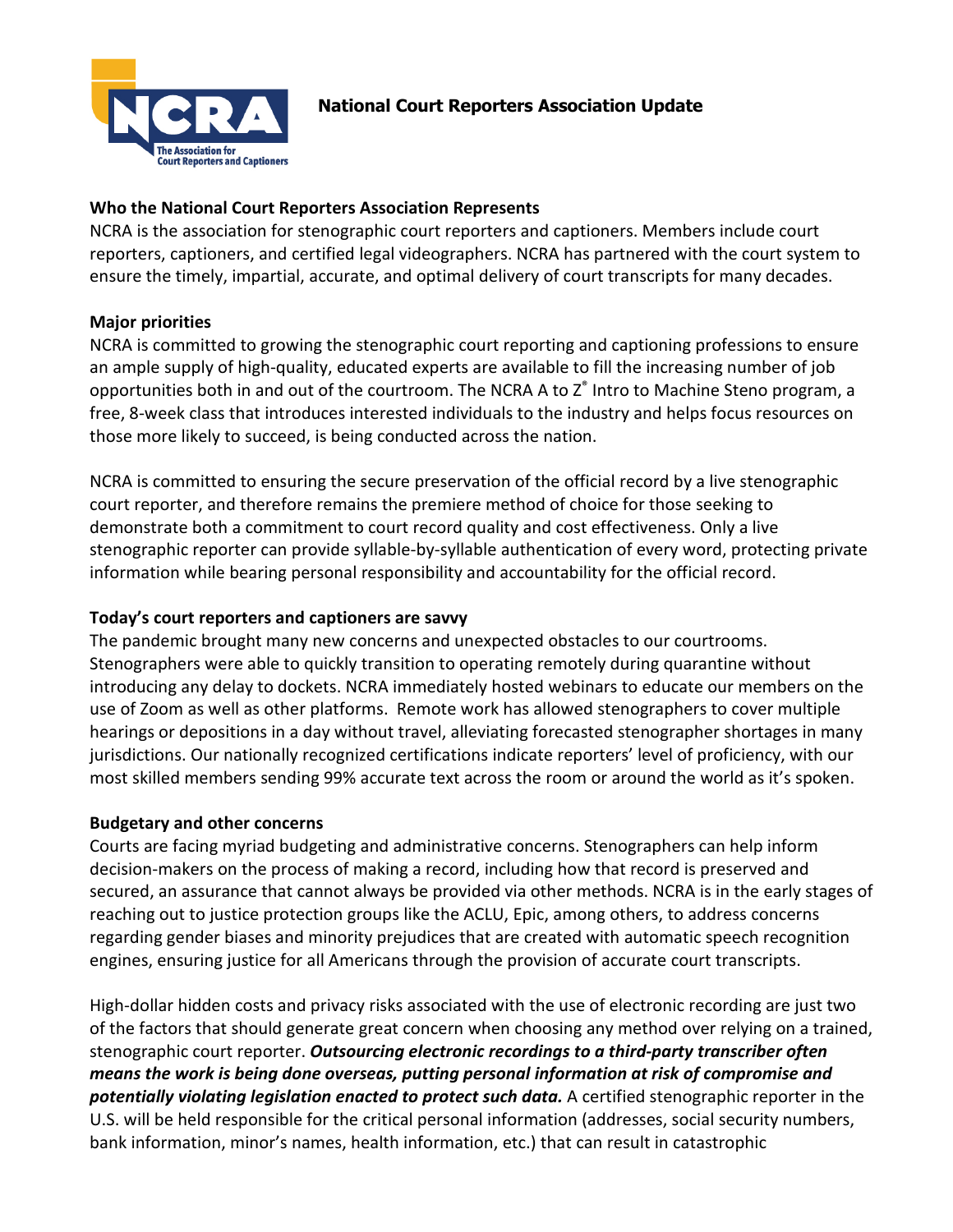# National Court Reporters Association Update

**Who the National Court Reporters Association Represents**

NCRA is the association for stenographic court reporters and captioners. Members include court reporters, captioners, and certified legal videographers. NCRA has partnered with the court system to ensure the timely, impartial, accurate, and optimal delivery of court transcripts for many decades.

**Major priorities**

NCRA is committed to growing the stenographic court reporting and captioning professions to ensure an ample supply of high-quality, educated experts are available to fill the increasing number of job opportunities both in and out of the courtroom. The NCRA A to Z® Intro to Machine Steno program, a free, 8-week class that introduces interested individuals to the industry and helps focus resources on those more likely to succeed, is being conducted across the nation.

NCRA is committed to ensuring the secure preservation of the official record by a live stenographic court reporter, and therefore remains the premiere method of choice for those seeking to demonstrate both a commitment to court record quality and cost effectiveness. Only a live stenographic reporter can provide syllable-by-syllable authentication of every word, protecting private information while bearing personal responsibility and accountability for the official record.

**Today's court reporters and captioners are savvy**

The pandemic brought many new concerns and unexpected obstacles to our courtrooms. Stenographers were able to quickly transition to operating remotely during quarantine without introducing any delay to dockets. NCRA immediately hosted webinars to educate our members on the use of Zoom as well as other platforms. Remote work has allowed stenographers to cover multiple hearings or depositions in a day without travel, alleviating forecasted stenographer shortages in many jurisdictions. Our nationally recognized certifications indicate reporters' level of proficiency, with our most skilled members sending 99% accurate text across the room or around the world as it's spoken.

**Budgetary and other concerns**

Courts are facing myriad budgeting and administrative concerns. Stenographers can help inform decision-makers on the process of making a record, including how that record is preserved and secured, an assurance that cannot always be provided via other methods. NCRA is in the early stages of reaching out to justice protection groups like the ACLU, Epic, among others, to address concerns regarding gender biases and minority prejudices that are created with automatic speech recognition engines, ensuring justice for all Americans through the provision of accurate court transcripts.

High-dollar hidden costs and privacy risks associated with the use of electronic recording are just two of the factors that should generate great concern when choosing any method over relying on a trained, stenographic court reporter. ***Outsourcing electronic recordings to a third-party transcriber often means the work is being done overseas, putting personal information at risk of compromise and potentially violating legislation enacted to protect such data.*** A certified stenographic reporter in the U.S. will be held responsible for the critical personal information (addresses, social security numbers, bank information, minor's names, health information, etc.) that can result in catastrophic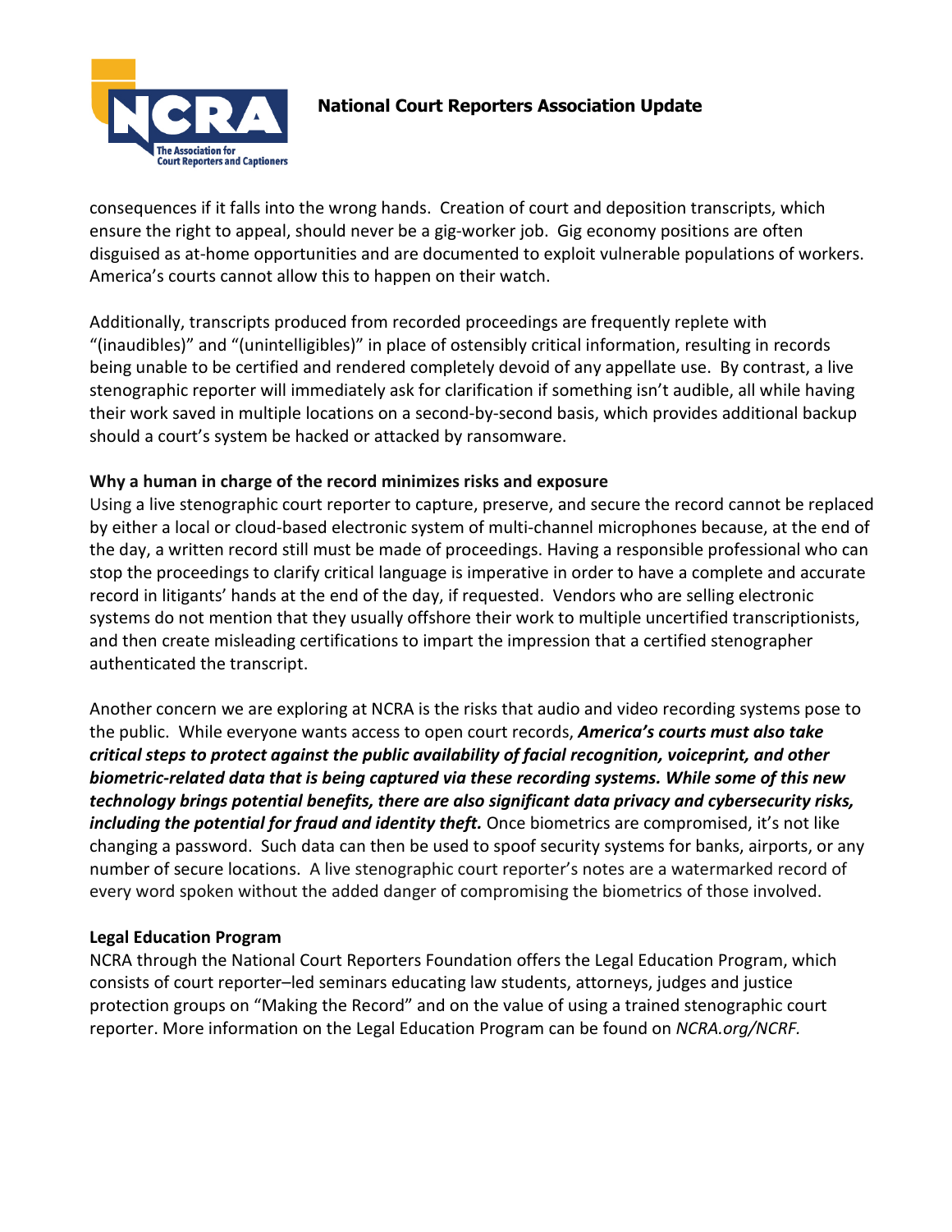consequences if it falls into the wrong hands. Creation of court and deposition transcripts, which ensure the right to appeal, should never be a gig-worker job. Gig economy positions are often disguised as at-home opportunities and are documented to exploit vulnerable populations of workers. America's courts cannot allow this to happen on their watch.

Additionally, transcripts produced from recorded proceedings are frequently replete with "(inaudibles)" and "(unintelligibles)" in place of ostensibly critical information, resulting in records being unable to be certified and rendered completely devoid of any appellate use. By contrast, a live stenographic reporter will immediately ask for clarification if something isn't audible, all while having their work saved in multiple locations on a second-by-second basis, which provides additional backup should a court's system be hacked or attacked by ransomware.

**Why a human in charge of the record minimizes risks and exposure**

Using a live stenographic court reporter to capture, preserve, and secure the record cannot be replaced by either a local or cloud-based electronic system of multi-channel microphones because, at the end of the day, a written record still must be made of proceedings. Having a responsible professional who can stop the proceedings to clarify critical language is imperative in order to have a complete and accurate record in litigants' hands at the end of the day, if requested. Vendors who are selling electronic systems do not mention that they usually offshore their work to multiple uncertified transcriptionists, and then create misleading certifications to impart the impression that a certified stenographer authenticated the transcript.

Another concern we are exploring at NCRA is the risks that audio and video recording systems pose to the public. While everyone wants access to open court records, ***America's courts must also take critical steps to protect against the public availability of facial recognition, voiceprint, and other biometric-related data that is being captured via these recording systems. While some of this new technology brings potential benefits, there are also significant data privacy and cybersecurity risks, including the potential for fraud and identity theft.*** Once biometrics are compromised, it's not like changing a password. Such data can then be used to spoof security systems for banks, airports, or any number of secure locations. A live stenographic court reporter's notes are a watermarked record of every word spoken without the added danger of compromising the biometrics of those involved.

**Legal Education Program**

NCRA through the National Court Reporters Foundation offers the Legal Education Program, which consists of court reporter–led seminars educating law students, attorneys, judges and justice protection groups on "Making the Record" and on the value of using a trained stenographic court reporter. More information on the Legal Education Program can be found on *NCRA.org/NCRF.*